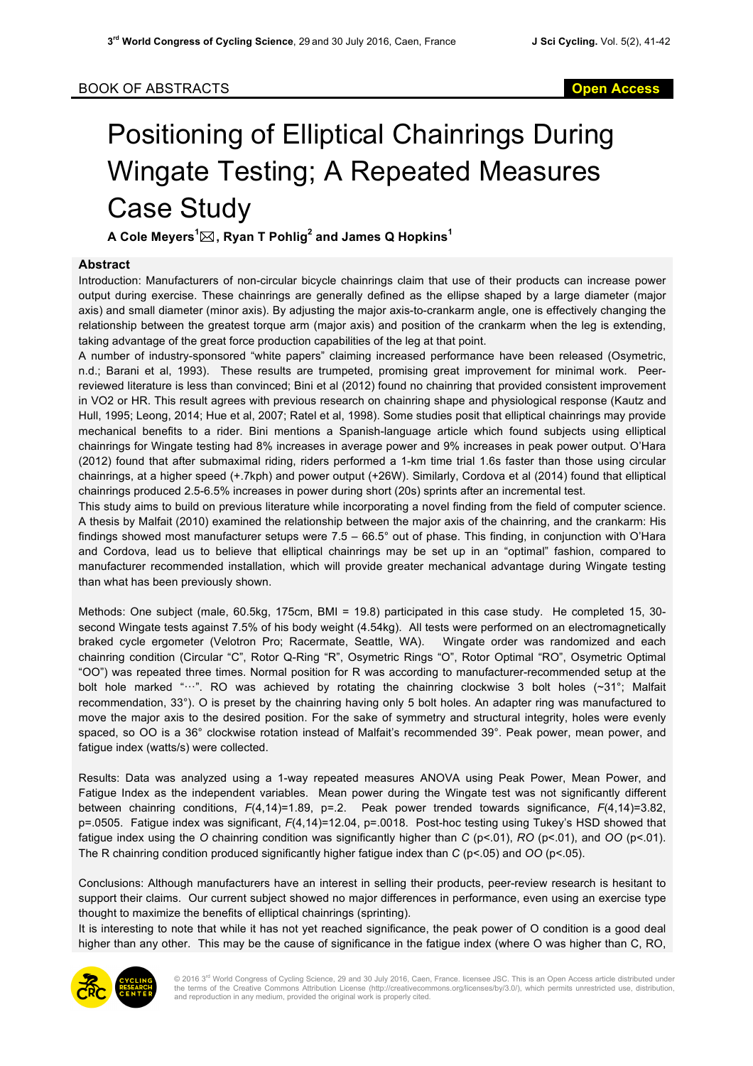BOOK OF ABSTRACTS

Open Access

# Positioning of Elliptical Chainrings During Wingate Testing; A Repeated Measures Case Study

**A Cole Meyers[1]✉, Ryan T Pohlig[2] and James Q Hopkins[1]**

## Abstract

Introduction: Manufacturers of non-circular bicycle chainrings claim that use of their products can increase power output during exercise. These chainrings are generally defined as the ellipse shaped by a large diameter (major axis) and small diameter (minor axis). By adjusting the major axis-to-crankarm angle, one is effectively changing the relationship between the greatest torque arm (major axis) and position of the crankarm when the leg is extending, taking advantage of the great force production capabilities of the leg at that point.

A number of industry-sponsored "white papers" claiming increased performance have been released (Osymetric, n.d.; Barani et al, 1993). These results are trumpeted, promising great improvement for minimal work. Peer-reviewed literature is less than convinced; Bini et al (2012) found no chainring that provided consistent improvement in VO2 or HR. This result agrees with previous research on chainring shape and physiological response (Kautz and Hull, 1995; Leong, 2014; Hue et al, 2007; Ratel et al, 1998). Some studies posit that elliptical chainrings may provide mechanical benefits to a rider. Bini mentions a Spanish-language article which found subjects using elliptical chainrings for Wingate testing had 8% increases in average power and 9% increases in peak power output. O'Hara (2012) found that after submaximal riding, riders performed a 1-km time trial 1.6s faster than those using circular chainrings, at a higher speed (+.7kph) and power output (+26W). Similarly, Cordova et al (2014) found that elliptical chainrings produced 2.5-6.5% increases in power during short (20s) sprints after an incremental test.

This study aims to build on previous literature while incorporating a novel finding from the field of computer science. A thesis by Malfait (2010) examined the relationship between the major axis of the chainring, and the crankarm: His findings showed most manufacturer setups were 7.5 – 66.5° out of phase. This finding, in conjunction with O'Hara and Cordova, lead us to believe that elliptical chainrings may be set up in an "optimal" fashion, compared to manufacturer recommended installation, which will provide greater mechanical advantage during Wingate testing than what has been previously shown.

Methods: One subject (male, 60.5kg, 175cm, BMI = 19.8) participated in this case study. He completed 15, 30-second Wingate tests against 7.5% of his body weight (4.54kg). All tests were performed on an electromagnetically braked cycle ergometer (Velotron Pro; Racermate, Seattle, WA). Wingate order was randomized and each chainring condition (Circular "C", Rotor Q-Ring "R", Osymetric Rings "O", Rotor Optimal "RO", Osymetric Optimal "OO") was repeated three times. Normal position for R was according to manufacturer-recommended setup at the bolt hole marked "···". RO was achieved by rotating the chainring clockwise 3 bolt holes (~31°; Malfait recommendation, 33°). O is preset by the chainring having only 5 bolt holes. An adapter ring was manufactured to move the major axis to the desired position. For the sake of symmetry and structural integrity, holes were evenly spaced, so OO is a 36° clockwise rotation instead of Malfait's recommended 39°. Peak power, mean power, and fatigue index (watts/s) were collected.

Results: Data was analyzed using a 1-way repeated measures ANOVA using Peak Power, Mean Power, and Fatigue Index as the independent variables. Mean power during the Wingate test was not significantly different between chainring conditions, $F(4,14)=1.89$, $p=.2$. Peak power trended towards significance, $F(4,14)=3.82$, $p=.0505$. Fatigue index was significant, $F(4,14)=12.04$, $p=.0018$. Post-hoc testing using Tukey's HSD showed that fatigue index using the *O* chainring condition was significantly higher than *C* ($p<.01$), *RO* ($p<.01$), and *OO* ($p<.01$). The R chainring condition produced significantly higher fatigue index than *C* ($p<.05$) and *OO* ($p<.05$).

Conclusions: Although manufacturers have an interest in selling their products, peer-review research is hesitant to support their claims. Our current subject showed no major differences in performance, even using an exercise type thought to maximize the benefits of elliptical chainrings (sprinting).

It is interesting to note that while it has not yet reached significance, the peak power of O condition is a good deal higher than any other. This may be the cause of significance in the fatigue index (where O was higher than C, RO,

© 2016 3rd World Congress of Cycling Science, 29 and 30 July 2016, Caen, France. licensee JSC. This is an Open Access article distributed under the terms of the Creative Commons Attribution License (http://creativecommons.org/licenses/by/3.0/), which permits unrestricted use, distribution, and reproduction in any medium, provided the original work is properly cited.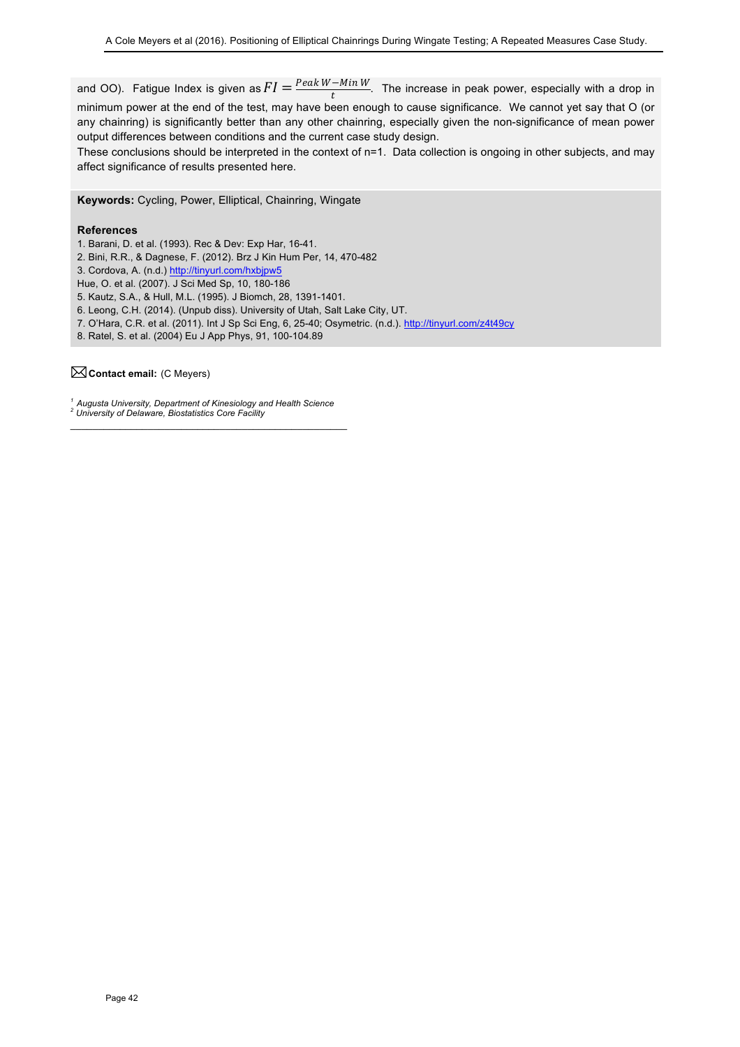and OO). Fatigue Index is given as $FI = \frac{Peak\,W - Min\,W}{t}$. The increase in peak power, especially with a drop in minimum power at the end of the test, may have been enough to cause significance. We cannot yet say that O (or any chainring) is significantly better than any other chainring, especially given the non-significance of mean power output differences between conditions and the current case study design.

These conclusions should be interpreted in the context of n=1. Data collection is ongoing in other subjects, and may affect significance of results presented here.

**Keywords:** Cycling, Power, Elliptical, Chainring, Wingate

**References**

1. Barani, D. et al. (1993). Rec & Dev: Exp Har, 16-41.
2. Bini, R.R., & Dagnese, F. (2012). Brz J Kin Hum Per, 14, 470-482
3. Cordova, A. (n.d.) http://tinyurl.com/hxbjpw5

Hue, O. et al. (2007). J Sci Med Sp, 10, 180-186

5. Kautz, S.A., & Hull, M.L. (1995). J Biomch, 28, 1391-1401.
6. Leong, C.H. (2014). (Unpub diss). University of Utah, Salt Lake City, UT.
7. O'Hara, C.R. et al. (2011). Int J Sp Sci Eng, 6, 25-40; Osymetric. (n.d.). http://tinyurl.com/z4t49cy
8. Ratel, S. et al. (2004) Eu J App Phys, 91, 100-104.89

**Contact email:** (C Meyers)

[1] *Augusta University, Department of Kinesiology and Health Science*
[2] *University of Delaware, Biostatistics Core Facility*